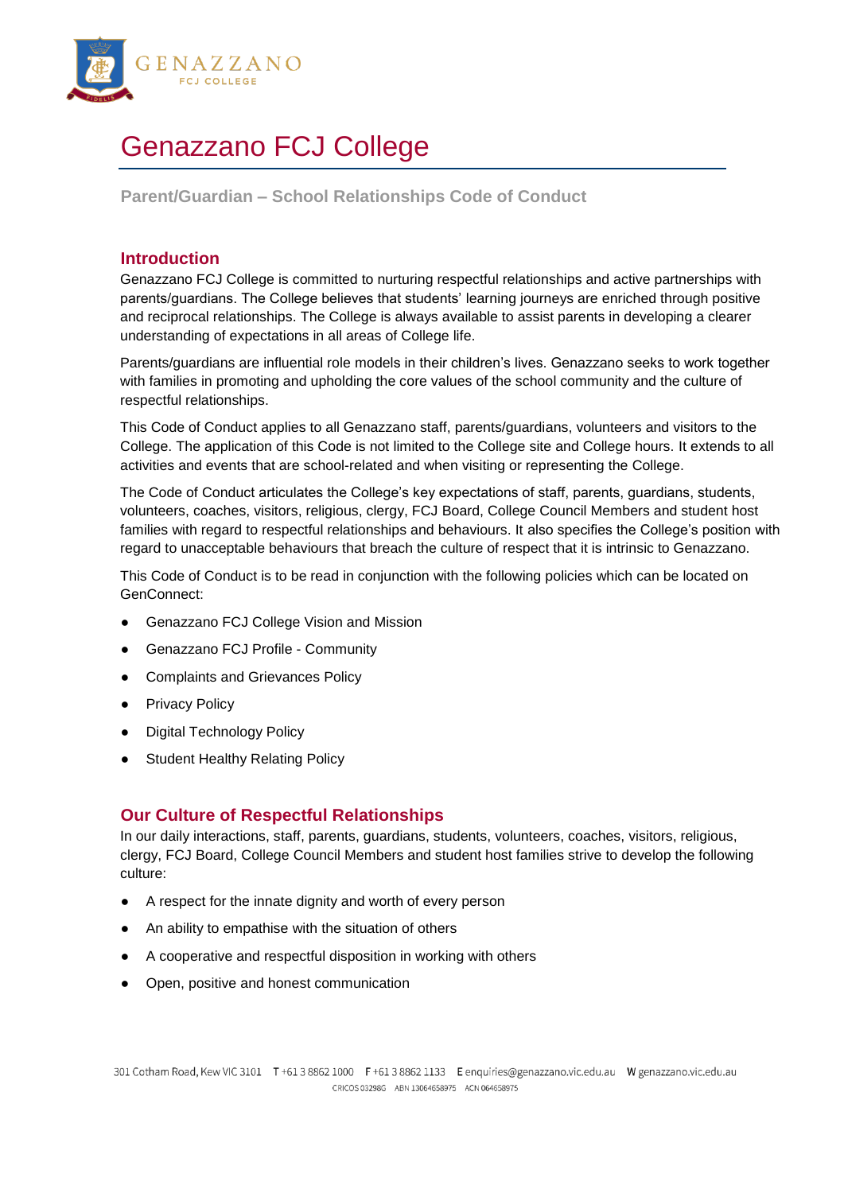# Genazzano FCJ College

## Parent/Guardian – School Relationships Code of Conduct

### Introduction

Genazzano FCJ College is committed to nurturing respectful relationships and active partnerships with parents/guardians. The College believes that students' learning journeys are enriched through positive and reciprocal relationships. The College is always available to assist parents in developing a clearer understanding of expectations in all areas of College life.

Parents/guardians are influential role models in their children's lives. Genazzano seeks to work together with families in promoting and upholding the core values of the school community and the culture of respectful relationships.

This Code of Conduct applies to all Genazzano staff, parents/guardians, volunteers and visitors to the College. The application of this Code is not limited to the College site and College hours. It extends to all activities and events that are school-related and when visiting or representing the College.

The Code of Conduct articulates the College's key expectations of staff, parents, guardians, students, volunteers, coaches, visitors, religious, clergy, FCJ Board, College Council Members and student host families with regard to respectful relationships and behaviours. It also specifies the College's position with regard to unacceptable behaviours that breach the culture of respect that it is intrinsic to Genazzano.

This Code of Conduct is to be read in conjunction with the following policies which can be located on GenConnect:

- Genazzano FCJ College Vision and Mission
- Genazzano FCJ Profile - Community
- Complaints and Grievances Policy
- Privacy Policy
- Digital Technology Policy
- Student Healthy Relating Policy

### Our Culture of Respectful Relationships

In our daily interactions, staff, parents, guardians, students, volunteers, coaches, visitors, religious, clergy, FCJ Board, College Council Members and student host families strive to develop the following culture:

- A respect for the innate dignity and worth of every person
- An ability to empathise with the situation of others
- A cooperative and respectful disposition in working with others
- Open, positive and honest communication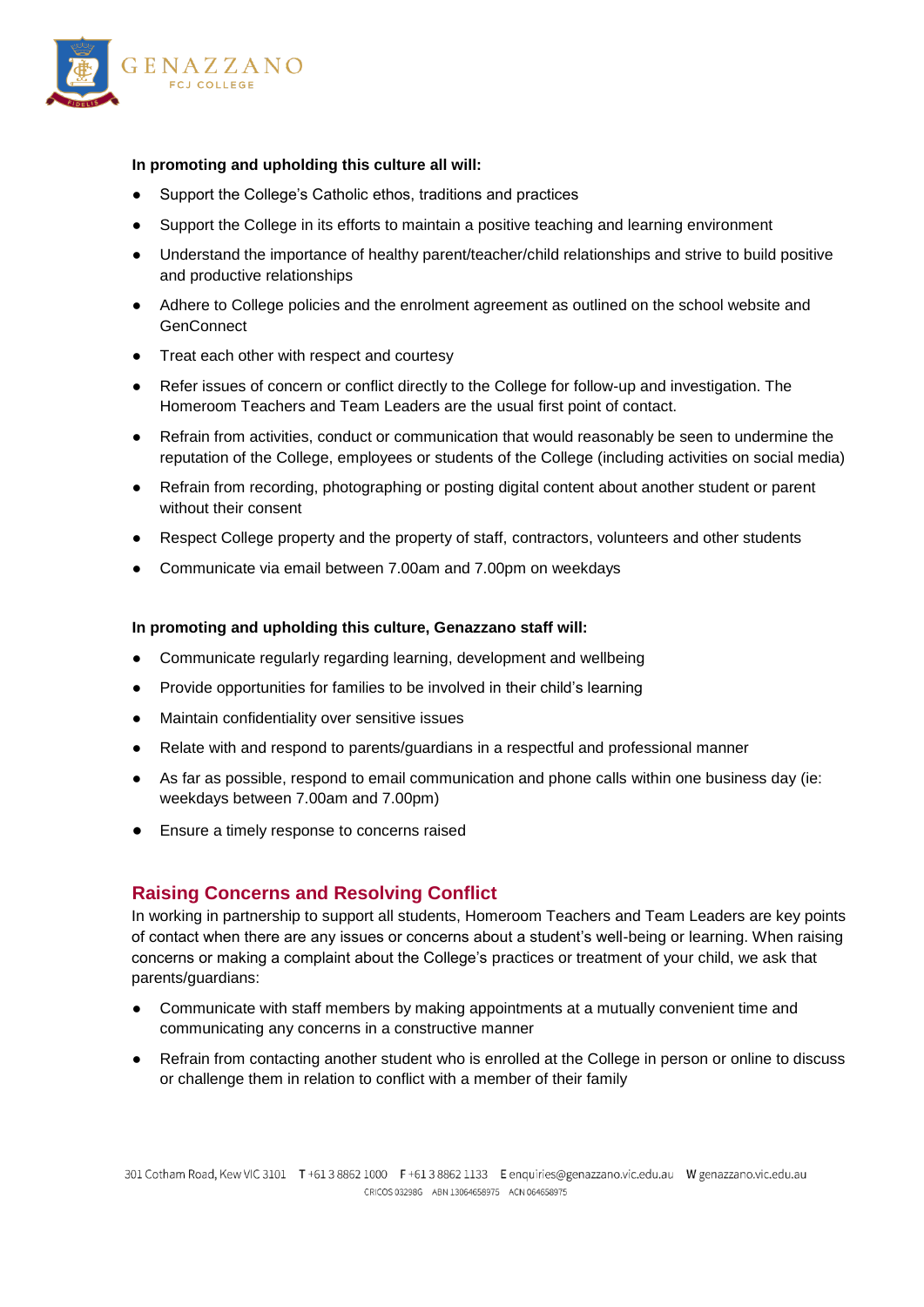**In promoting and upholding this culture all will:**

- Support the College's Catholic ethos, traditions and practices
- Support the College in its efforts to maintain a positive teaching and learning environment
- Understand the importance of healthy parent/teacher/child relationships and strive to build positive and productive relationships
- Adhere to College policies and the enrolment agreement as outlined on the school website and GenConnect
- Treat each other with respect and courtesy
- Refer issues of concern or conflict directly to the College for follow-up and investigation. The Homeroom Teachers and Team Leaders are the usual first point of contact.
- Refrain from activities, conduct or communication that would reasonably be seen to undermine the reputation of the College, employees or students of the College (including activities on social media)
- Refrain from recording, photographing or posting digital content about another student or parent without their consent
- Respect College property and the property of staff, contractors, volunteers and other students
- Communicate via email between 7.00am and 7.00pm on weekdays

**In promoting and upholding this culture, Genazzano staff will:**

- Communicate regularly regarding learning, development and wellbeing
- Provide opportunities for families to be involved in their child's learning
- Maintain confidentiality over sensitive issues
- Relate with and respond to parents/guardians in a respectful and professional manner
- As far as possible, respond to email communication and phone calls within one business day (ie: weekdays between 7.00am and 7.00pm)
- Ensure a timely response to concerns raised

## Raising Concerns and Resolving Conflict

In working in partnership to support all students, Homeroom Teachers and Team Leaders are key points of contact when there are any issues or concerns about a student's well-being or learning. When raising concerns or making a complaint about the College's practices or treatment of your child, we ask that parents/guardians:

- Communicate with staff members by making appointments at a mutually convenient time and communicating any concerns in a constructive manner
- Refrain from contacting another student who is enrolled at the College in person or online to discuss or challenge them in relation to conflict with a member of their family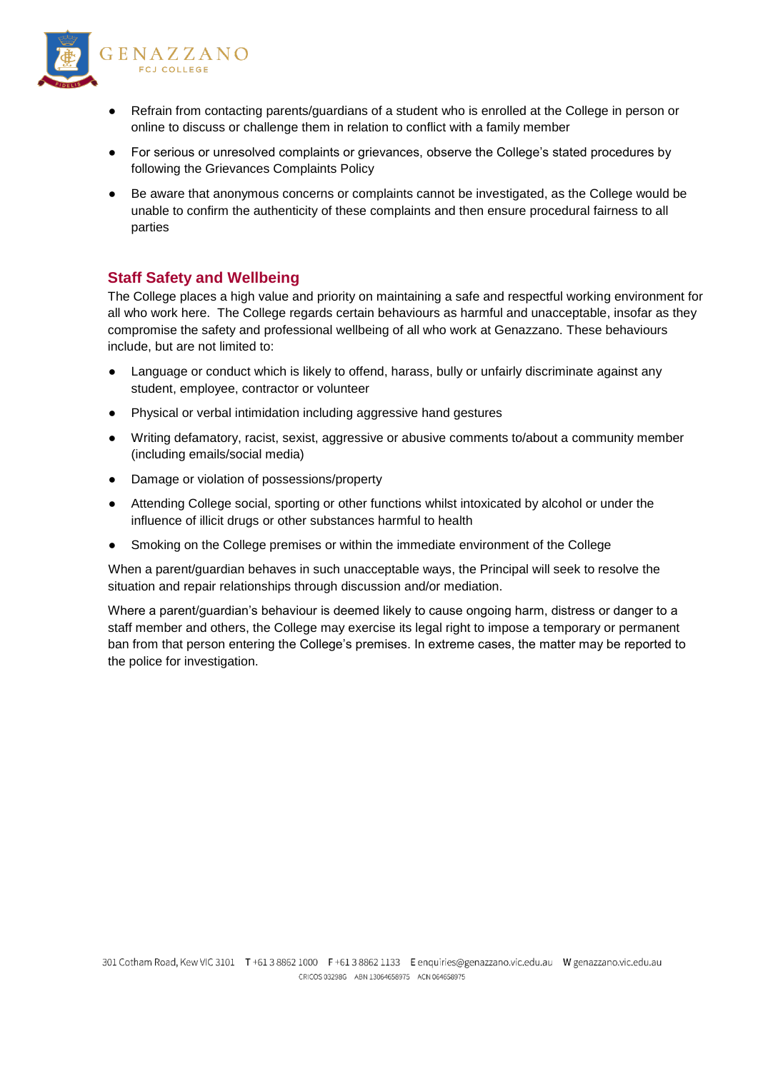- Refrain from contacting parents/guardians of a student who is enrolled at the College in person or online to discuss or challenge them in relation to conflict with a family member
- For serious or unresolved complaints or grievances, observe the College's stated procedures by following the Grievances Complaints Policy
- Be aware that anonymous concerns or complaints cannot be investigated, as the College would be unable to confirm the authenticity of these complaints and then ensure procedural fairness to all parties

## Staff Safety and Wellbeing

The College places a high value and priority on maintaining a safe and respectful working environment for all who work here. The College regards certain behaviours as harmful and unacceptable, insofar as they compromise the safety and professional wellbeing of all who work at Genazzano. These behaviours include, but are not limited to:

- Language or conduct which is likely to offend, harass, bully or unfairly discriminate against any student, employee, contractor or volunteer
- Physical or verbal intimidation including aggressive hand gestures
- Writing defamatory, racist, sexist, aggressive or abusive comments to/about a community member (including emails/social media)
- Damage or violation of possessions/property
- Attending College social, sporting or other functions whilst intoxicated by alcohol or under the influence of illicit drugs or other substances harmful to health
- Smoking on the College premises or within the immediate environment of the College

When a parent/guardian behaves in such unacceptable ways, the Principal will seek to resolve the situation and repair relationships through discussion and/or mediation.

Where a parent/guardian's behaviour is deemed likely to cause ongoing harm, distress or danger to a staff member and others, the College may exercise its legal right to impose a temporary or permanent ban from that person entering the College's premises. In extreme cases, the matter may be reported to the police for investigation.